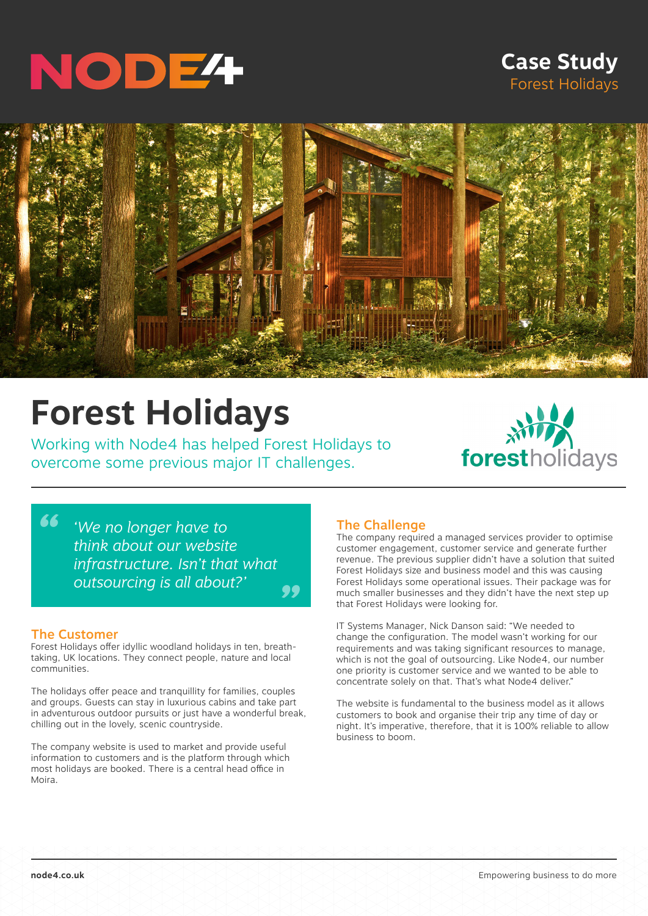# Case Study

Forest Holidays

# Forest Holidays

Working with Node4 has helped Forest Holidays to overcome some previous major IT challenges.

> *'We no longer have to think about our website infrastructure. Isn't that what outsourcing is all about?'*

## The Customer

Forest Holidays offer idyllic woodland holidays in ten, breath-taking, UK locations. They connect people, nature and local communities.

The holidays offer peace and tranquillity for families, couples and groups. Guests can stay in luxurious cabins and take part in adventurous outdoor pursuits or just have a wonderful break, chilling out in the lovely, scenic countryside.

The company website is used to market and provide useful information to customers and is the platform through which most holidays are booked. There is a central head office in Moira.

## The Challenge

The company required a managed services provider to optimise customer engagement, customer service and generate further revenue. The previous supplier didn't have a solution that suited Forest Holidays size and business model and this was causing Forest Holidays some operational issues. Their package was for much smaller businesses and they didn't have the next step up that Forest Holidays were looking for.

IT Systems Manager, Nick Danson said: "We needed to change the configuration. The model wasn't working for our requirements and was taking significant resources to manage, which is not the goal of outsourcing. Like Node4, our number one priority is customer service and we wanted to be able to concentrate solely on that. That's what Node4 deliver."

The website is fundamental to the business model as it allows customers to book and organise their trip any time of day or night. It's imperative, therefore, that it is 100% reliable to allow business to boom.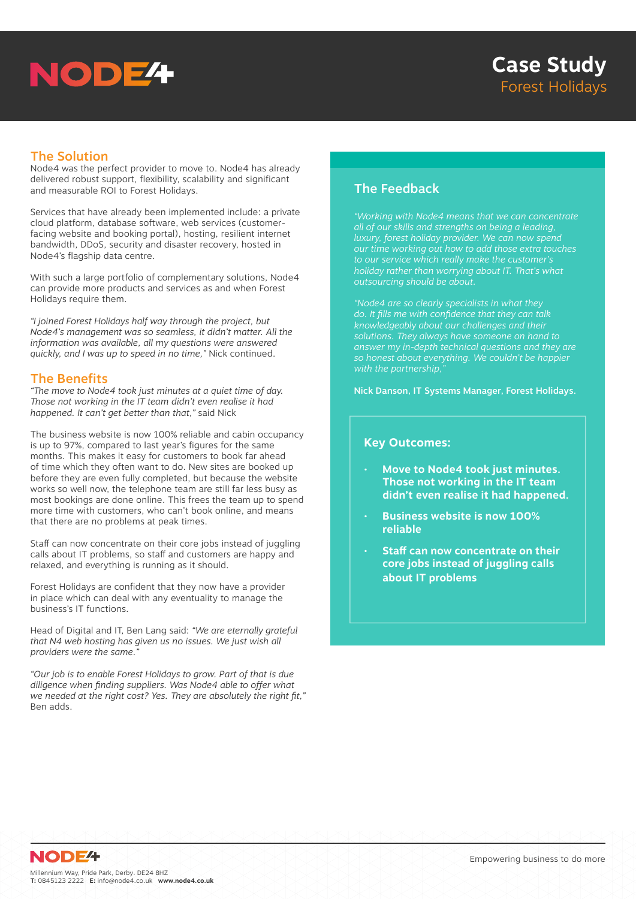# Case Study
## Forest Holidays

## The Solution

Node4 was the perfect provider to move to. Node4 has already delivered robust support, flexibility, scalability and significant and measurable ROI to Forest Holidays.

Services that have already been implemented include: a private cloud platform, database software, web services (customer-facing website and booking portal), hosting, resilient internet bandwidth, DDoS, security and disaster recovery, hosted in Node4's flagship data centre.

With such a large portfolio of complementary solutions, Node4 can provide more products and services as and when Forest Holidays require them.

*"I joined Forest Holidays half way through the project, but Node4's management was so seamless, it didn't matter. All the information was available, all my questions were answered quickly, and I was up to speed in no time,"* Nick continued.

## The Benefits

*"The move to Node4 took just minutes at a quiet time of day. Those not working in the IT team didn't even realise it had happened. It can't get better than that,"* said Nick

The business website is now 100% reliable and cabin occupancy is up to 97%, compared to last year's figures for the same months. This makes it easy for customers to book far ahead of time which they often want to do. New sites are booked up before they are even fully completed, but because the website works so well now, the telephone team are still far less busy as most bookings are done online. This frees the team up to spend more time with customers, who can't book online, and means that there are no problems at peak times.

Staff can now concentrate on their core jobs instead of juggling calls about IT problems, so staff and customers are happy and relaxed, and everything is running as it should.

Forest Holidays are confident that they now have a provider in place which can deal with any eventuality to manage the business's IT functions.

Head of Digital and IT, Ben Lang said: *"We are eternally grateful that N4 web hosting has given us no issues. We just wish all providers were the same."*

*"Our job is to enable Forest Holidays to grow. Part of that is due diligence when finding suppliers. Was Node4 able to offer what we needed at the right cost? Yes. They are absolutely the right fit,"* Ben adds.

## The Feedback

*"Working with Node4 means that we can concentrate all of our skills and strengths on being a leading, luxury, forest holiday provider. We can now spend our time working out how to add those extra touches to our service which really make the customer's holiday rather than worrying about IT. That's what outsourcing should be about.*

*"Node4 are so clearly specialists in what they do. It fills me with confidence that they can talk knowledgeably about our challenges and their solutions. They always have someone on hand to answer my in-depth technical questions and they are so honest about everything. We couldn't be happier with the partnership,"*

**Nick Danson, IT Systems Manager, Forest Holidays.**

### Key Outcomes:

- **Move to Node4 took just minutes. Those not working in the IT team didn't even realise it had happened.**
- **Business website is now 100% reliable**
- **Staff can now concentrate on their core jobs instead of juggling calls about IT problems**

Millennium Way, Pride Park, Derby. DE24 8HZ
**T:** 0845123 2222 **E:** info@node4.co.uk **www.node4.co.uk**

Empowering business to do more